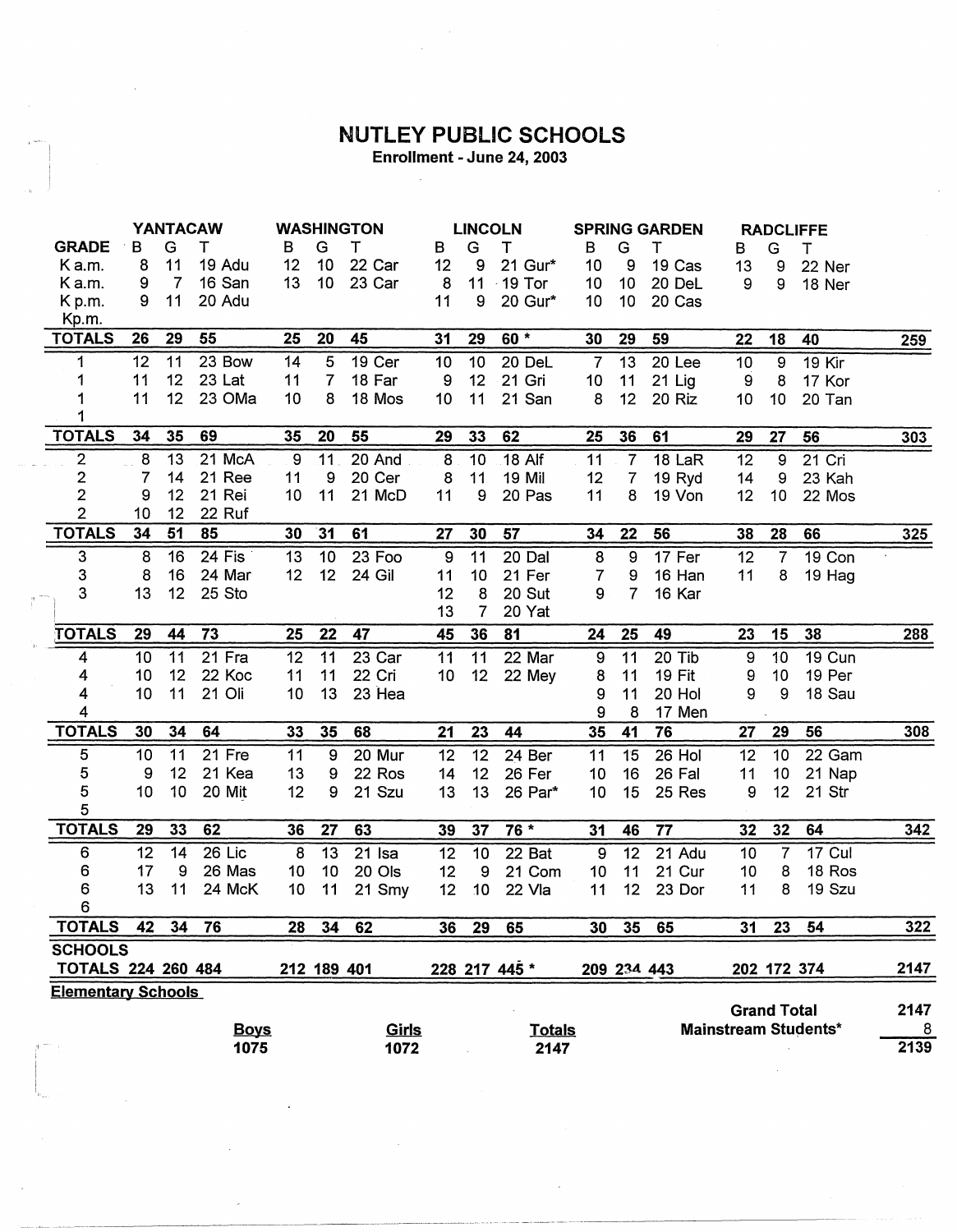# NUTLEY PUBLIC SCHOOLS

**Enrollment - June 24, 2003**

| | YANTACAW | | | WASHINGTON | | | LINCOLN | | | SPRING GARDEN | | | RADCLIFFE | | | |
|---|---|---|---|---|---|---|---|---|---|---|---|---|---|---|---|---|
| **GRADE** | B | G | T | B | G | T | B | G | T | B | G | T | B | G | T | |
| K a.m. | 8 | 11 | 19 Adu | 12 | 10 | 22 Car | 12 | 9 | 21 Gur* | 10 | 9 | 19 Cas | 13 | 9 | 22 Ner | |
| K a.m. | 9 | 7 | 16 San | 13 | 10 | 23 Car | 8 | 11 | 19 Tor | 10 | 10 | 20 DeL | 9 | 9 | 18 Ner | |
| K p.m. | 9 | 11 | 20 Adu | | | | 11 | 9 | 20 Gur* | 10 | 10 | 20 Cas | | | | |
| Kp.m. | | | | | | | | | | | | | | | | |
| **TOTALS** | **26** | **29** | **55** | **25** | **20** | **45** | **31** | **29** | **60 *** | **30** | **29** | **59** | **22** | **18** | **40** | **259** |
| 1 | 12 | 11 | 23 Bow | 14 | 5 | 19 Cer | 10 | 10 | 20 DeL | 7 | 13 | 20 Lee | 10 | 9 | 19 Kir | |
| 1 | 11 | 12 | 23 Lat | 11 | 7 | 18 Far | 9 | 12 | 21 Gri | 10 | 11 | 21 Lig | 9 | 8 | 17 Kor | |
| 1 | 11 | 12 | 23 OMa | 10 | 8 | 18 Mos | 10 | 11 | 21 San | 8 | 12 | 20 Riz | 10 | 10 | 20 Tan | |
| 1 | | | | | | | | | | | | | | | | |
| **TOTALS** | **34** | **35** | **69** | **35** | **20** | **55** | **29** | **33** | **62** | **25** | **36** | **61** | **29** | **27** | **56** | **303** |
| 2 | 8 | 13 | 21 McA | 9 | 11 | 20 And | 8 | 10 | 18 Alf | 11 | 7 | 18 LaR | 12 | 9 | 21 Cri | |
| 2 | 7 | 14 | 21 Ree | 11 | 9 | 20 Cer | 8 | 11 | 19 Mil | 12 | 7 | 19 Ryd | 14 | 9 | 23 Kah | |
| 2 | 9 | 12 | 21 Rei | 10 | 11 | 21 McD | 11 | 9 | 20 Pas | 11 | 8 | 19 Von | 12 | 10 | 22 Mos | |
| 2 | 10 | 12 | 22 Ruf | | | | | | | | | | | | | |
| **TOTALS** | **34** | **51** | **85** | **30** | **31** | **61** | **27** | **30** | **57** | **34** | **22** | **56** | **38** | **28** | **66** | **325** |
| 3 | 8 | 16 | 24 Fis | 13 | 10 | 23 Foo | 9 | 11 | 20 Dal | 8 | 9 | 17 Fer | 12 | 7 | 19 Con | |
| 3 | 8 | 16 | 24 Mar | 12 | 12 | 24 Gil | 11 | 10 | 21 Fer | 7 | 9 | 16 Han | 11 | 8 | 19 Hag | |
| 3 | 13 | 12 | 25 Sto | | | | 12 | 8 | 20 Sut | 9 | 7 | 16 Kar | | | | |
| | | | | | | | 13 | 7 | 20 Yat | | | | | | | |
| **TOTALS** | **29** | **44** | **73** | **25** | **22** | **47** | **45** | **36** | **81** | **24** | **25** | **49** | **23** | **15** | **38** | **288** |
| 4 | 10 | 11 | 21 Fra | 12 | 11 | 23 Car | 11 | 11 | 22 Mar | 9 | 11 | 20 Tib | 9 | 10 | 19 Cun | |
| 4 | 10 | 12 | 22 Koc | 11 | 11 | 22 Cri | 10 | 12 | 22 Mey | 8 | 11 | 19 Fit | 9 | 10 | 19 Per | |
| 4 | 10 | 11 | 21 Oli | 10 | 13 | 23 Hea | | | | 9 | 11 | 20 Hol | 9 | 9 | 18 Sau | |
| 4 | | | | | | | | | | 9 | 8 | 17 Men | | | | |
| **TOTALS** | **30** | **34** | **64** | **33** | **35** | **68** | **21** | **23** | **44** | **35** | **41** | **76** | **27** | **29** | **56** | **308** |
| 5 | 10 | 11 | 21 Fre | 11 | 9 | 20 Mur | 12 | 12 | 24 Ber | 11 | 15 | 26 Hol | 12 | 10 | 22 Gam | |
| 5 | 9 | 12 | 21 Kea | 13 | 9 | 22 Ros | 14 | 12 | 26 Fer | 10 | 16 | 26 Fal | 11 | 10 | 21 Nap | |
| 5 | 10 | 10 | 20 Mit | 12 | 9 | 21 Szu | 13 | 13 | 26 Par* | 10 | 15 | 25 Res | 9 | 12 | 21 Str | |
| 5 | | | | | | | | | | | | | | | | |
| **TOTALS** | **29** | **33** | **62** | **36** | **27** | **63** | **39** | **37** | **76 *** | **31** | **46** | **77** | **32** | **32** | **64** | **342** |
| 6 | 12 | 14 | 26 Lic | 8 | 13 | 21 Isa | 12 | 10 | 22 Bat | 9 | 12 | 21 Adu | 10 | 7 | 17 Cul | |
| 6 | 17 | 9 | 26 Mas | 10 | 10 | 20 Ols | 12 | 9 | 21 Com | 10 | 11 | 21 Cur | 10 | 8 | 18 Ros | |
| 6 | 13 | 11 | 24 McK | 10 | 11 | 21 Smy | 12 | 10 | 22 Vla | 11 | 12 | 23 Dor | 11 | 8 | 19 Szu | |
| 6 | | | | | | | | | | | | | | | | |
| **TOTALS** | **42** | **34** | **76** | **28** | **34** | **62** | **36** | **29** | **65** | **30** | **35** | **65** | **31** | **23** | **54** | **322** |
| **SCHOOLS TOTALS** | **224** | **260** | **484** | **212** | **189** | **401** | **228** | **217** | **445 *** | **209** | **234** | **443** | **202** | **172** | **374** | **2147** |

**Elementary Schools**

| Boys | Girls | Totals |
|---|---|---|
| 1075 | 1072 | 2147 |

| | |
|---|---|
| **Grand Total** | **2147** |
| **Mainstream Students*** | **8** |
| | **2139** |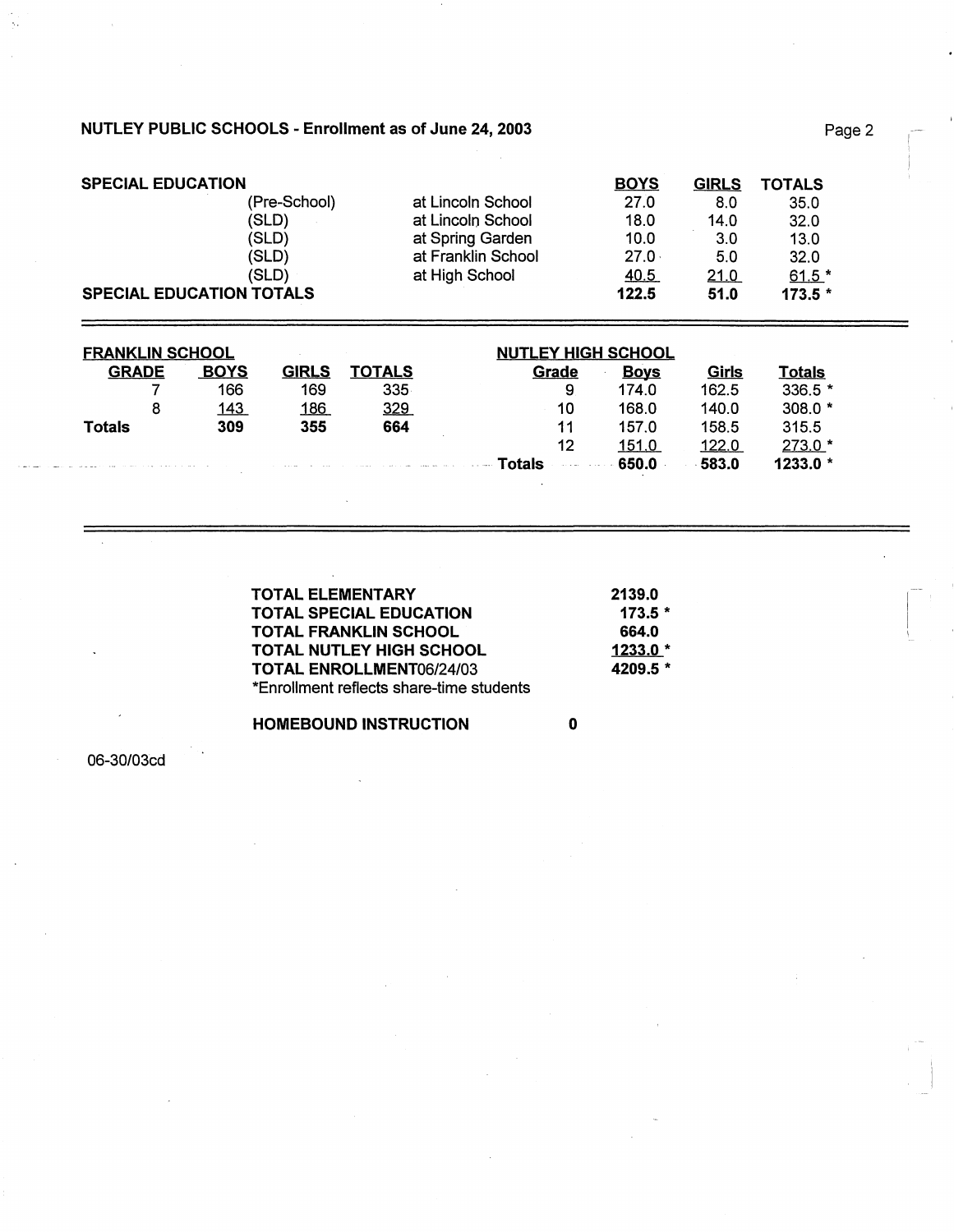NUTLEY PUBLIC SCHOOLS - Enrollment as of June 24, 2003

| SPECIAL EDUCATION | | | BOYS | GIRLS | TOTALS |
|---|---|---|---|---|---|
| | (Pre-School) | at Lincoln School | 27.0 | 8.0 | 35.0 |
| | (SLD) | at Lincoln School | 18.0 | 14.0 | 32.0 |
| | (SLD) | at Spring Garden | 10.0 | 3.0 | 13.0 |
| | (SLD) | at Franklin School | 27.0 | 5.0 | 32.0 |
| | (SLD) | at High School | 40.5 | 21.0 | 61.5 * |
| **SPECIAL EDUCATION TOTALS** | | | **122.5** | **51.0** | **173.5 *** |

**FRANKLIN SCHOOL**

| GRADE | BOYS | GIRLS | TOTALS |
|---|---|---|---|
| 7 | 166 | 169 | 335 |
| 8 | 143 | 186 | 329 |
| **Totals** | **309** | **355** | **664** |

**NUTLEY HIGH SCHOOL**

| Grade | Boys | Girls | Totals |
|---|---|---|---|
| 9 | 174.0 | 162.5 | 336.5 * |
| 10 | 168.0 | 140.0 | 308.0 * |
| 11 | 157.0 | 158.5 | 315.5 |
| 12 | 151.0 | 122.0 | 273.0 * |
| **Totals** | **650.0** | **583.0** | **1233.0 *** |

| | |
|---|---|
| **TOTAL ELEMENTARY** | **2139.0** |
| **TOTAL SPECIAL EDUCATION** | **173.5 *** |
| **TOTAL FRANKLIN SCHOOL** | **664.0** |
| **TOTAL NUTLEY HIGH SCHOOL** | **1233.0 *** |
| **TOTAL ENROLLMENT**06/24/03 | **4209.5 *** |

*Enrollment reflects share-time students

**HOMEBOUND INSTRUCTION** **0**

06-30/03cd